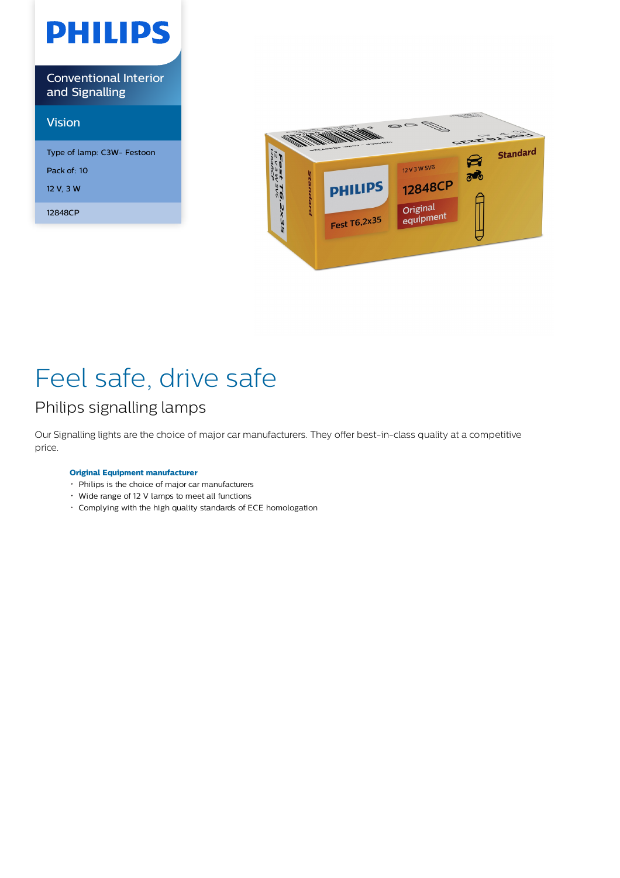PHILIPS

Conventional Interior and Signalling

Vision

Type of lamp: C3W- Festoon

Pack of: 10

12 V, 3 W

12848CP

# Feel safe, drive safe

## Philips signalling lamps

Our Signalling lights are the choice of major car manufacturers. They offer best-in-class quality at a competitive price.

**Original Equipment manufacturer**

- Philips is the choice of major car manufacturers
- Wide range of 12 V lamps to meet all functions
- Complying with the high quality standards of ECE homologation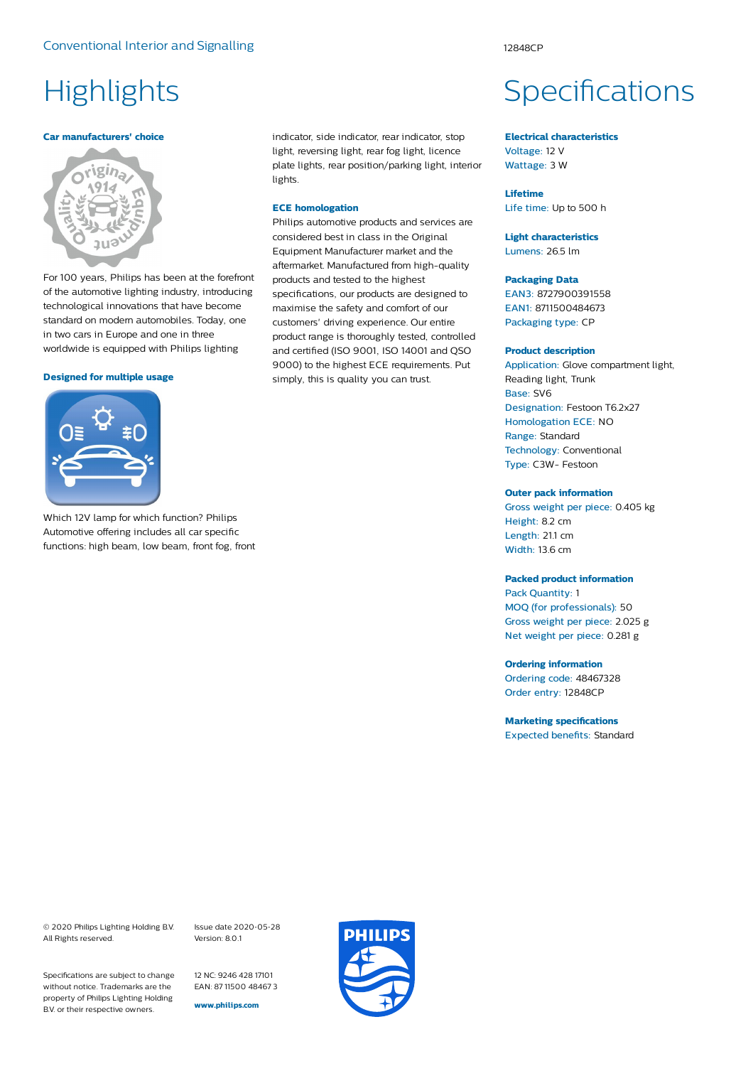Conventional Interior and Signalling

12848CP

# Highlights

### Car manufacturers' choice

For 100 years, Philips has been at the forefront of the automotive lighting industry, introducing technological innovations that have become standard on modern automobiles. Today, one in two cars in Europe and one in three worldwide is equipped with Philips lighting

### Designed for multiple usage

Which 12V lamp for which function? Philips Automotive offering includes all car specific functions: high beam, low beam, front fog, front indicator, side indicator, rear indicator, stop light, reversing light, rear fog light, licence plate lights, rear position/parking light, interior lights.

### ECE homologation

Philips automotive products and services are considered best in class in the Original Equipment Manufacturer market and the aftermarket. Manufactured from high-quality products and tested to the highest specifications, our products are designed to maximise the safety and comfort of our customers' driving experience. Our entire product range is thoroughly tested, controlled and certified (ISO 9001, ISO 14001 and QSO 9000) to the highest ECE requirements. Put simply, this is quality you can trust.

# Specifications

### Electrical characteristics
- Voltage: 12 V
- Wattage: 3 W

### Lifetime
- Life time: Up to 500 h

### Light characteristics
- Lumens: 26.5 lm

### Packaging Data
- EAN3: 8727900391558
- EAN1: 8711500484673
- Packaging type: CP

### Product description
- Application: Glove compartment light, Reading light, Trunk
- Base: SV6
- Designation: Festoon T6.2x27
- Homologation ECE: NO
- Range: Standard
- Technology: Conventional
- Type: C3W- Festoon

### Outer pack information
- Gross weight per piece: 0.405 kg
- Height: 8.2 cm
- Length: 21.1 cm
- Width: 13.6 cm

### Packed product information
- Pack Quantity: 1
- MOQ (for professionals): 50
- Gross weight per piece: 2.025 g
- Net weight per piece: 0.281 g

### Ordering information
- Ordering code: 48467328
- Order entry: 12848CP

### Marketing specifications
- Expected benefits: Standard

© 2020 Philips Lighting Holding B.V.
All Rights reserved.

Specifications are subject to change without notice. Trademarks are the property of Philips Lighting Holding B.V. or their respective owners.

Issue date 2020-05-28
Version: 8.0.1

12 NC: 9246 428 17101
EAN: 87 11500 48467 3

www.philips.com